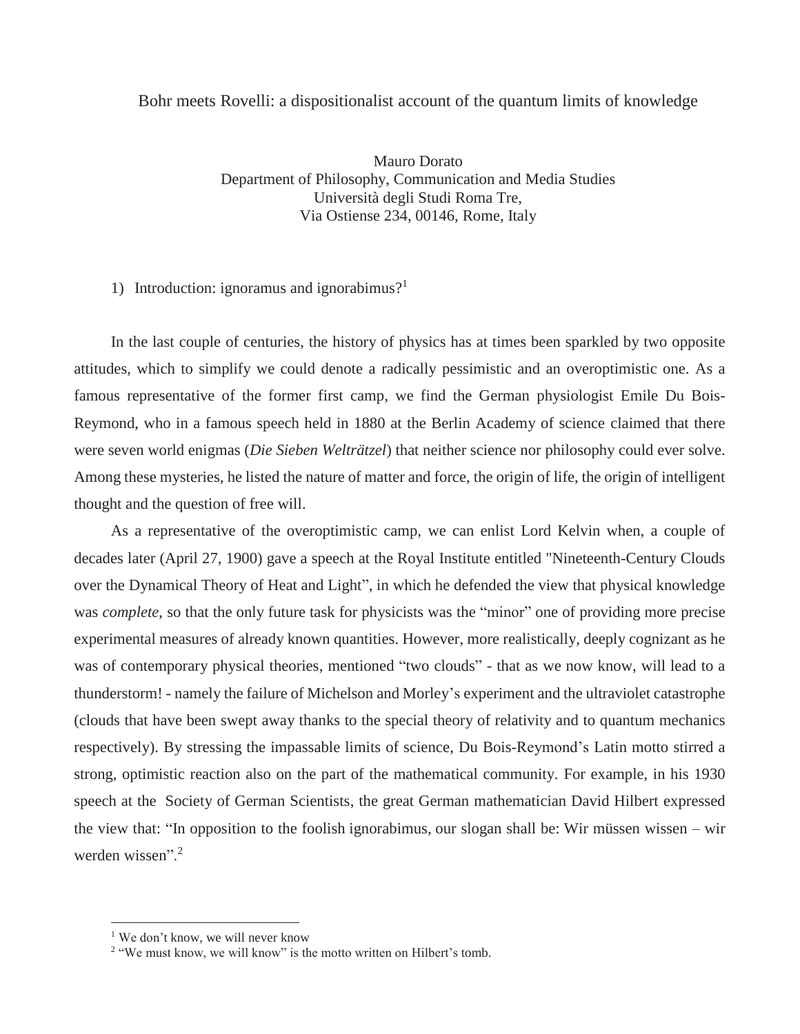# Bohr meets Rovelli: a dispositionalist account of the quantum limits of knowledge

Mauro Dorato
Department of Philosophy, Communication and Media Studies
Università degli Studi Roma Tre,
Via Ostiense 234, 00146, Rome, Italy

## 1) Introduction: ignoramus and ignorabimus?[1]

In the last couple of centuries, the history of physics has at times been sparkled by two opposite attitudes, which to simplify we could denote a radically pessimistic and an overoptimistic one. As a famous representative of the former first camp, we find the German physiologist Emile Du Bois-Reymond, who in a famous speech held in 1880 at the Berlin Academy of science claimed that there were seven world enigmas (*Die Sieben Welträtzel*) that neither science nor philosophy could ever solve. Among these mysteries, he listed the nature of matter and force, the origin of life, the origin of intelligent thought and the question of free will.

As a representative of the overoptimistic camp, we can enlist Lord Kelvin when, a couple of decades later (April 27, 1900) gave a speech at the Royal Institute entitled "Nineteenth-Century Clouds over the Dynamical Theory of Heat and Light", in which he defended the view that physical knowledge was *complete*, so that the only future task for physicists was the "minor" one of providing more precise experimental measures of already known quantities. However, more realistically, deeply cognizant as he was of contemporary physical theories, mentioned "two clouds" - that as we now know, will lead to a thunderstorm! - namely the failure of Michelson and Morley's experiment and the ultraviolet catastrophe (clouds that have been swept away thanks to the special theory of relativity and to quantum mechanics respectively). By stressing the impassable limits of science, Du Bois-Reymond's Latin motto stirred a strong, optimistic reaction also on the part of the mathematical community. For example, in his 1930 speech at the Society of German Scientists, the great German mathematician David Hilbert expressed the view that: "In opposition to the foolish ignorabimus, our slogan shall be: Wir müssen wissen – wir werden wissen".[2]

---

[1] We don't know, we will never know

[2] "We must know, we will know" is the motto written on Hilbert's tomb.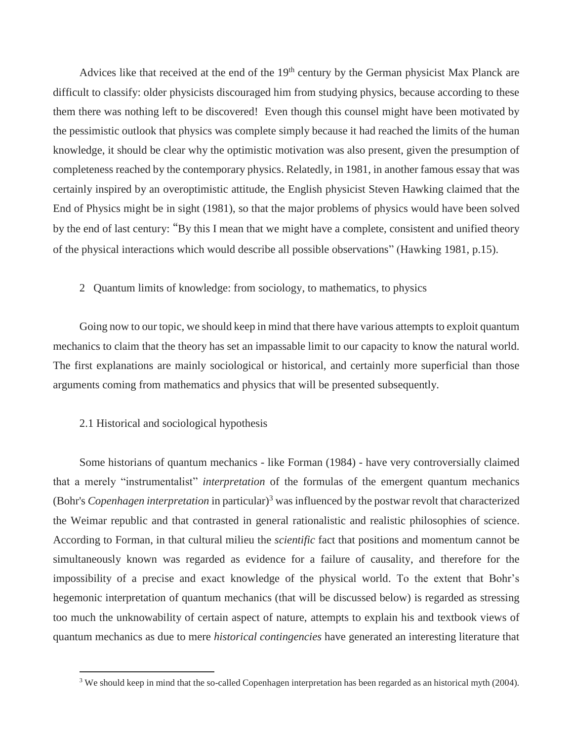Advices like that received at the end of the 19th century by the German physicist Max Planck are difficult to classify: older physicists discouraged him from studying physics, because according to these them there was nothing left to be discovered! Even though this counsel might have been motivated by the pessimistic outlook that physics was complete simply because it had reached the limits of the human knowledge, it should be clear why the optimistic motivation was also present, given the presumption of completeness reached by the contemporary physics. Relatedly, in 1981, in another famous essay that was certainly inspired by an overoptimistic attitude, the English physicist Steven Hawking claimed that the End of Physics might be in sight (1981), so that the major problems of physics would have been solved by the end of last century: "By this I mean that we might have a complete, consistent and unified theory of the physical interactions which would describe all possible observations" (Hawking 1981, p.15).

## 2 Quantum limits of knowledge: from sociology, to mathematics, to physics

Going now to our topic, we should keep in mind that there have various attempts to exploit quantum mechanics to claim that the theory has set an impassable limit to our capacity to know the natural world. The first explanations are mainly sociological or historical, and certainly more superficial than those arguments coming from mathematics and physics that will be presented subsequently.

### 2.1 Historical and sociological hypothesis

Some historians of quantum mechanics - like Forman (1984) - have very controversially claimed that a merely "instrumentalist" *interpretation* of the formulas of the emergent quantum mechanics (Bohr's *Copenhagen interpretation* in particular)[3] was influenced by the postwar revolt that characterized the Weimar republic and that contrasted in general rationalistic and realistic philosophies of science. According to Forman, in that cultural milieu the *scientific* fact that positions and momentum cannot be simultaneously known was regarded as evidence for a failure of causality, and therefore for the impossibility of a precise and exact knowledge of the physical world. To the extent that Bohr's hegemonic interpretation of quantum mechanics (that will be discussed below) is regarded as stressing too much the unknowability of certain aspect of nature, attempts to explain his and textbook views of quantum mechanics as due to mere *historical contingencies* have generated an interesting literature that

[3] We should keep in mind that the so-called Copenhagen interpretation has been regarded as an historical myth (2004).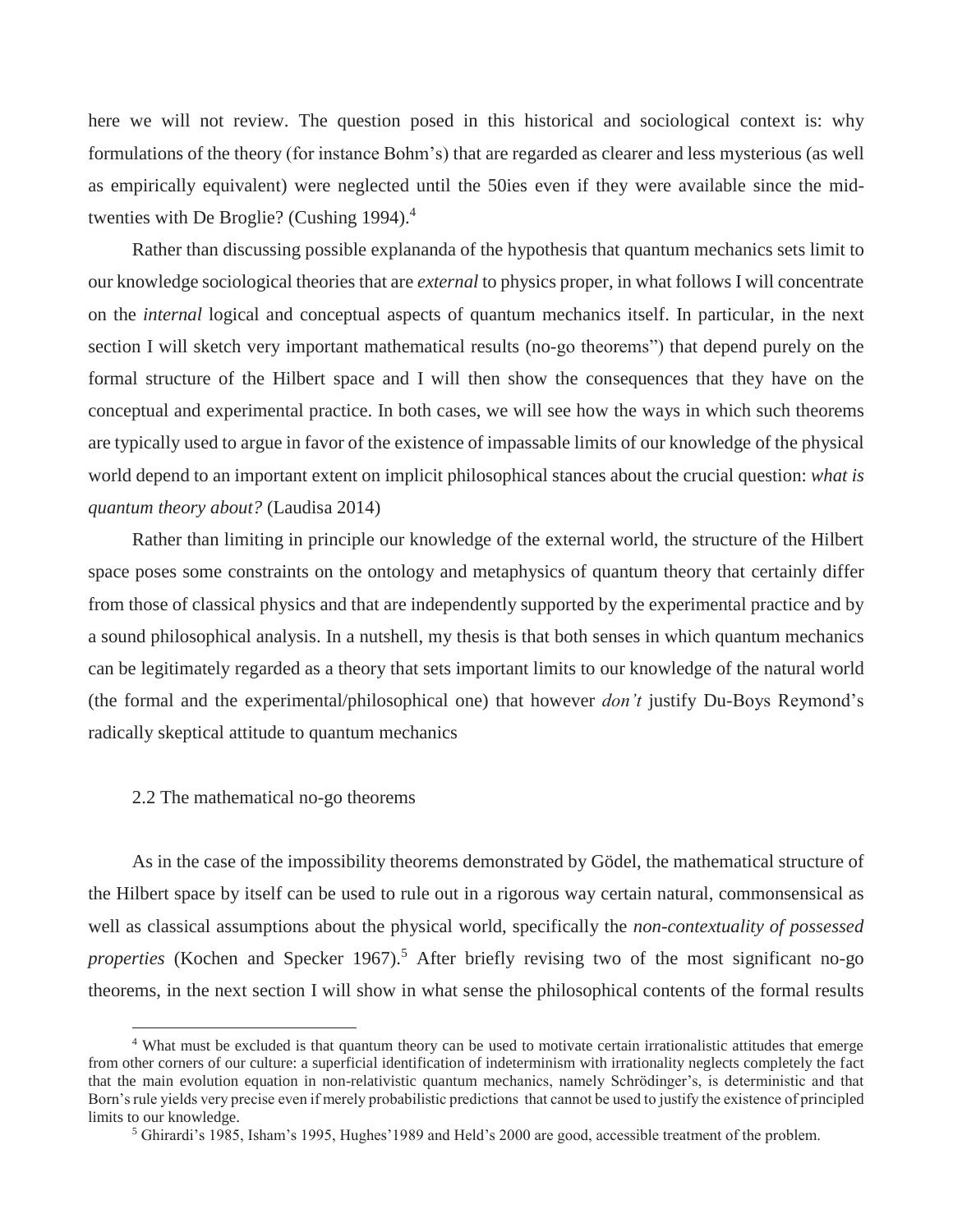here we will not review. The question posed in this historical and sociological context is: why formulations of the theory (for instance Bohm's) that are regarded as clearer and less mysterious (as well as empirically equivalent) were neglected until the 50ies even if they were available since the mid-twenties with De Broglie? (Cushing 1994).[4]

Rather than discussing possible explananda of the hypothesis that quantum mechanics sets limit to our knowledge sociological theories that are *external* to physics proper, in what follows I will concentrate on the *internal* logical and conceptual aspects of quantum mechanics itself. In particular, in the next section I will sketch very important mathematical results (no-go theorems") that depend purely on the formal structure of the Hilbert space and I will then show the consequences that they have on the conceptual and experimental practice. In both cases, we will see how the ways in which such theorems are typically used to argue in favor of the existence of impassable limits of our knowledge of the physical world depend to an important extent on implicit philosophical stances about the crucial question: *what is quantum theory about?* (Laudisa 2014)

Rather than limiting in principle our knowledge of the external world, the structure of the Hilbert space poses some constraints on the ontology and metaphysics of quantum theory that certainly differ from those of classical physics and that are independently supported by the experimental practice and by a sound philosophical analysis. In a nutshell, my thesis is that both senses in which quantum mechanics can be legitimately regarded as a theory that sets important limits to our knowledge of the natural world (the formal and the experimental/philosophical one) that however *don't* justify Du-Boys Reymond's radically skeptical attitude to quantum mechanics

### 2.2 The mathematical no-go theorems

As in the case of the impossibility theorems demonstrated by Gödel, the mathematical structure of the Hilbert space by itself can be used to rule out in a rigorous way certain natural, commonsensical as well as classical assumptions about the physical world, specifically the *non-contextuality of possessed properties* (Kochen and Specker 1967).[5] After briefly revising two of the most significant no-go theorems, in the next section I will show in what sense the philosophical contents of the formal results

---

[4] What must be excluded is that quantum theory can be used to motivate certain irrationalistic attitudes that emerge from other corners of our culture: a superficial identification of indeterminism with irrationality neglects completely the fact that the main evolution equation in non-relativistic quantum mechanics, namely Schrödinger's, is deterministic and that Born's rule yields very precise even if merely probabilistic predictions that cannot be used to justify the existence of principled limits to our knowledge.

[5] Ghirardi's 1985, Isham's 1995, Hughes'1989 and Held's 2000 are good, accessible treatment of the problem.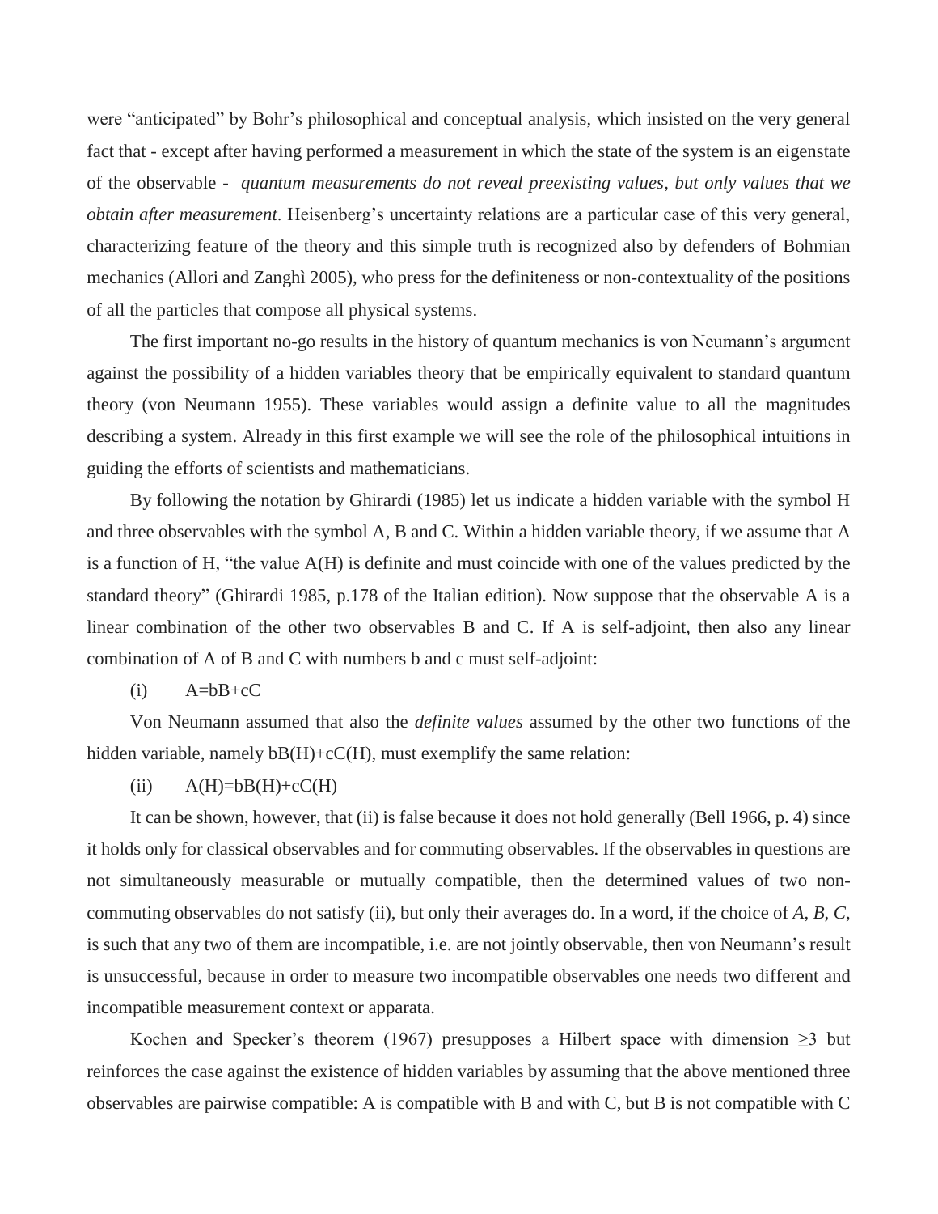were "anticipated" by Bohr's philosophical and conceptual analysis, which insisted on the very general fact that - except after having performed a measurement in which the state of the system is an eigenstate of the observable - *quantum measurements do not reveal preexisting values, but only values that we obtain after measurement*. Heisenberg's uncertainty relations are a particular case of this very general, characterizing feature of the theory and this simple truth is recognized also by defenders of Bohmian mechanics (Allori and Zanghì 2005), who press for the definiteness or non-contextuality of the positions of all the particles that compose all physical systems.

The first important no-go results in the history of quantum mechanics is von Neumann's argument against the possibility of a hidden variables theory that be empirically equivalent to standard quantum theory (von Neumann 1955). These variables would assign a definite value to all the magnitudes describing a system. Already in this first example we will see the role of the philosophical intuitions in guiding the efforts of scientists and mathematicians.

By following the notation by Ghirardi (1985) let us indicate a hidden variable with the symbol H and three observables with the symbol A, B and C. Within a hidden variable theory, if we assume that A is a function of H, "the value A(H) is definite and must coincide with one of the values predicted by the standard theory" (Ghirardi 1985, p.178 of the Italian edition). Now suppose that the observable A is a linear combination of the other two observables B and C. If A is self-adjoint, then also any linear combination of A of B and C with numbers b and c must self-adjoint:

(i) $A=bB+cC$

Von Neumann assumed that also the *definite values* assumed by the other two functions of the hidden variable, namely $bB(H)+cC(H)$, must exemplify the same relation:

(ii) $A(H)=bB(H)+cC(H)$

It can be shown, however, that (ii) is false because it does not hold generally (Bell 1966, p. 4) since it holds only for classical observables and for commuting observables. If the observables in questions are not simultaneously measurable or mutually compatible, then the determined values of two non-commuting observables do not satisfy (ii), but only their averages do. In a word, if the choice of *A*, *B*, *C*, is such that any two of them are incompatible, i.e. are not jointly observable, then von Neumann's result is unsuccessful, because in order to measure two incompatible observables one needs two different and incompatible measurement context or apparata.

Kochen and Specker's theorem (1967) presupposes a Hilbert space with dimension $\geq 3$ but reinforces the case against the existence of hidden variables by assuming that the above mentioned three observables are pairwise compatible: A is compatible with B and with C, but B is not compatible with C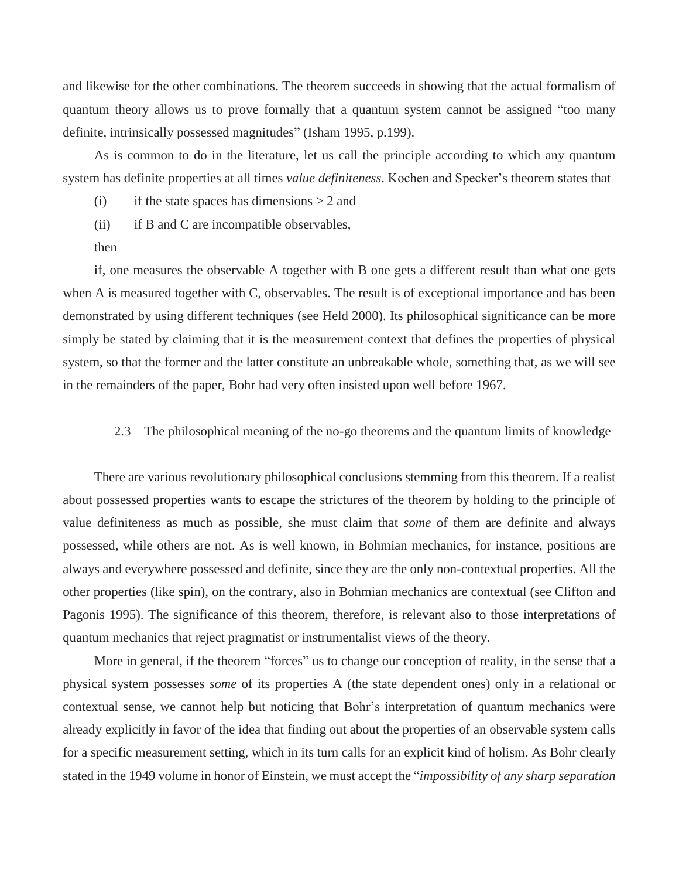and likewise for the other combinations. The theorem succeeds in showing that the actual formalism of quantum theory allows us to prove formally that a quantum system cannot be assigned "too many definite, intrinsically possessed magnitudes" (Isham 1995, p.199).

As is common to do in the literature, let us call the principle according to which any quantum system has definite properties at all times *value definiteness*. Kochen and Specker's theorem states that

(i) if the state spaces has dimensions > 2 and

(ii) if B and C are incompatible observables,

then

if, one measures the observable A together with B one gets a different result than what one gets when A is measured together with C, observables. The result is of exceptional importance and has been demonstrated by using different techniques (see Held 2000). Its philosophical significance can be more simply be stated by claiming that it is the measurement context that defines the properties of physical system, so that the former and the latter constitute an unbreakable whole, something that, as we will see in the remainders of the paper, Bohr had very often insisted upon well before 1967.

### 2.3 The philosophical meaning of the no-go theorems and the quantum limits of knowledge

There are various revolutionary philosophical conclusions stemming from this theorem. If a realist about possessed properties wants to escape the strictures of the theorem by holding to the principle of value definiteness as much as possible, she must claim that *some* of them are definite and always possessed, while others are not. As is well known, in Bohmian mechanics, for instance, positions are always and everywhere possessed and definite, since they are the only non-contextual properties. All the other properties (like spin), on the contrary, also in Bohmian mechanics are contextual (see Clifton and Pagonis 1995). The significance of this theorem, therefore, is relevant also to those interpretations of quantum mechanics that reject pragmatist or instrumentalist views of the theory.

More in general, if the theorem "forces" us to change our conception of reality, in the sense that a physical system possesses *some* of its properties A (the state dependent ones) only in a relational or contextual sense, we cannot help but noticing that Bohr's interpretation of quantum mechanics were already explicitly in favor of the idea that finding out about the properties of an observable system calls for a specific measurement setting, which in its turn calls for an explicit kind of holism. As Bohr clearly stated in the 1949 volume in honor of Einstein, we must accept the "*impossibility of any sharp separation*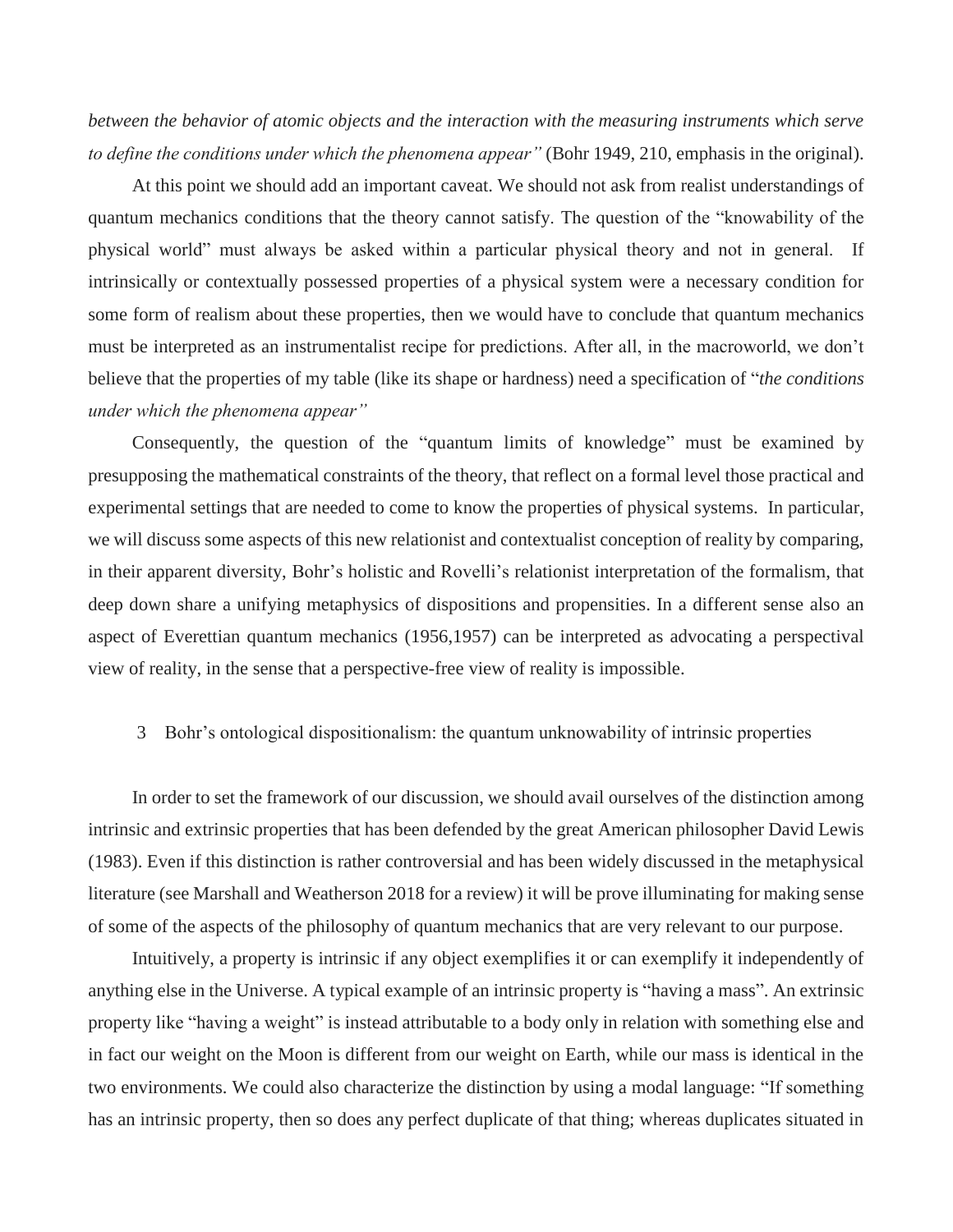*between the behavior of atomic objects and the interaction with the measuring instruments which serve to define the conditions under which the phenomena appear"* (Bohr 1949, 210, emphasis in the original).

At this point we should add an important caveat. We should not ask from realist understandings of quantum mechanics conditions that the theory cannot satisfy. The question of the "knowability of the physical world" must always be asked within a particular physical theory and not in general. If intrinsically or contextually possessed properties of a physical system were a necessary condition for some form of realism about these properties, then we would have to conclude that quantum mechanics must be interpreted as an instrumentalist recipe for predictions. After all, in the macroworld, we don't believe that the properties of my table (like its shape or hardness) need a specification of "*the conditions under which the phenomena appear"*

Consequently, the question of the "quantum limits of knowledge" must be examined by presupposing the mathematical constraints of the theory, that reflect on a formal level those practical and experimental settings that are needed to come to know the properties of physical systems. In particular, we will discuss some aspects of this new relationist and contextualist conception of reality by comparing, in their apparent diversity, Bohr's holistic and Rovelli's relationist interpretation of the formalism, that deep down share a unifying metaphysics of dispositions and propensities. In a different sense also an aspect of Everettian quantum mechanics (1956,1957) can be interpreted as advocating a perspectival view of reality, in the sense that a perspective-free view of reality is impossible.

## 3 Bohr's ontological dispositionalism: the quantum unknowability of intrinsic properties

In order to set the framework of our discussion, we should avail ourselves of the distinction among intrinsic and extrinsic properties that has been defended by the great American philosopher David Lewis (1983). Even if this distinction is rather controversial and has been widely discussed in the metaphysical literature (see Marshall and Weatherson 2018 for a review) it will be prove illuminating for making sense of some of the aspects of the philosophy of quantum mechanics that are very relevant to our purpose.

Intuitively, a property is intrinsic if any object exemplifies it or can exemplify it independently of anything else in the Universe. A typical example of an intrinsic property is "having a mass". An extrinsic property like "having a weight" is instead attributable to a body only in relation with something else and in fact our weight on the Moon is different from our weight on Earth, while our mass is identical in the two environments. We could also characterize the distinction by using a modal language: "If something has an intrinsic property, then so does any perfect duplicate of that thing; whereas duplicates situated in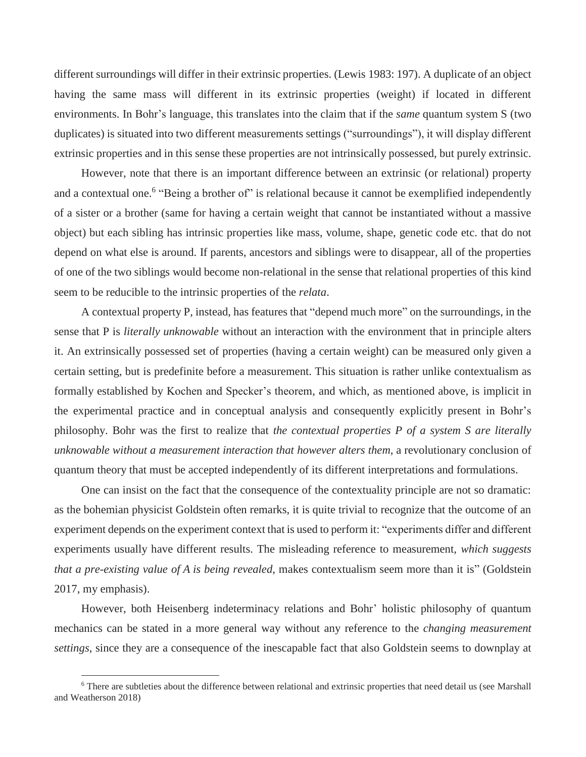different surroundings will differ in their extrinsic properties. (Lewis 1983: 197). A duplicate of an object having the same mass will different in its extrinsic properties (weight) if located in different environments. In Bohr's language, this translates into the claim that if the *same* quantum system S (two duplicates) is situated into two different measurements settings ("surroundings"), it will display different extrinsic properties and in this sense these properties are not intrinsically possessed, but purely extrinsic.

However, note that there is an important difference between an extrinsic (or relational) property and a contextual one.[6] "Being a brother of" is relational because it cannot be exemplified independently of a sister or a brother (same for having a certain weight that cannot be instantiated without a massive object) but each sibling has intrinsic properties like mass, volume, shape, genetic code etc. that do not depend on what else is around. If parents, ancestors and siblings were to disappear, all of the properties of one of the two siblings would become non-relational in the sense that relational properties of this kind seem to be reducible to the intrinsic properties of the *relata*.

A contextual property P, instead, has features that "depend much more" on the surroundings, in the sense that P is *literally unknowable* without an interaction with the environment that in principle alters it. An extrinsically possessed set of properties (having a certain weight) can be measured only given a certain setting, but is predefinite before a measurement. This situation is rather unlike contextualism as formally established by Kochen and Specker's theorem, and which, as mentioned above, is implicit in the experimental practice and in conceptual analysis and consequently explicitly present in Bohr's philosophy. Bohr was the first to realize that *the contextual properties P of a system S are literally unknowable without a measurement interaction that however alters them*, a revolutionary conclusion of quantum theory that must be accepted independently of its different interpretations and formulations.

One can insist on the fact that the consequence of the contextuality principle are not so dramatic: as the bohemian physicist Goldstein often remarks, it is quite trivial to recognize that the outcome of an experiment depends on the experiment context that is used to perform it: "experiments differ and different experiments usually have different results. The misleading reference to measurement, *which suggests that a pre-existing value of A is being revealed*, makes contextualism seem more than it is" (Goldstein 2017, my emphasis).

However, both Heisenberg indeterminacy relations and Bohr' holistic philosophy of quantum mechanics can be stated in a more general way without any reference to the *changing measurement settings*, since they are a consequence of the inescapable fact that also Goldstein seems to downplay at

---

[6] There are subtleties about the difference between relational and extrinsic properties that need detail us (see Marshall and Weatherson 2018)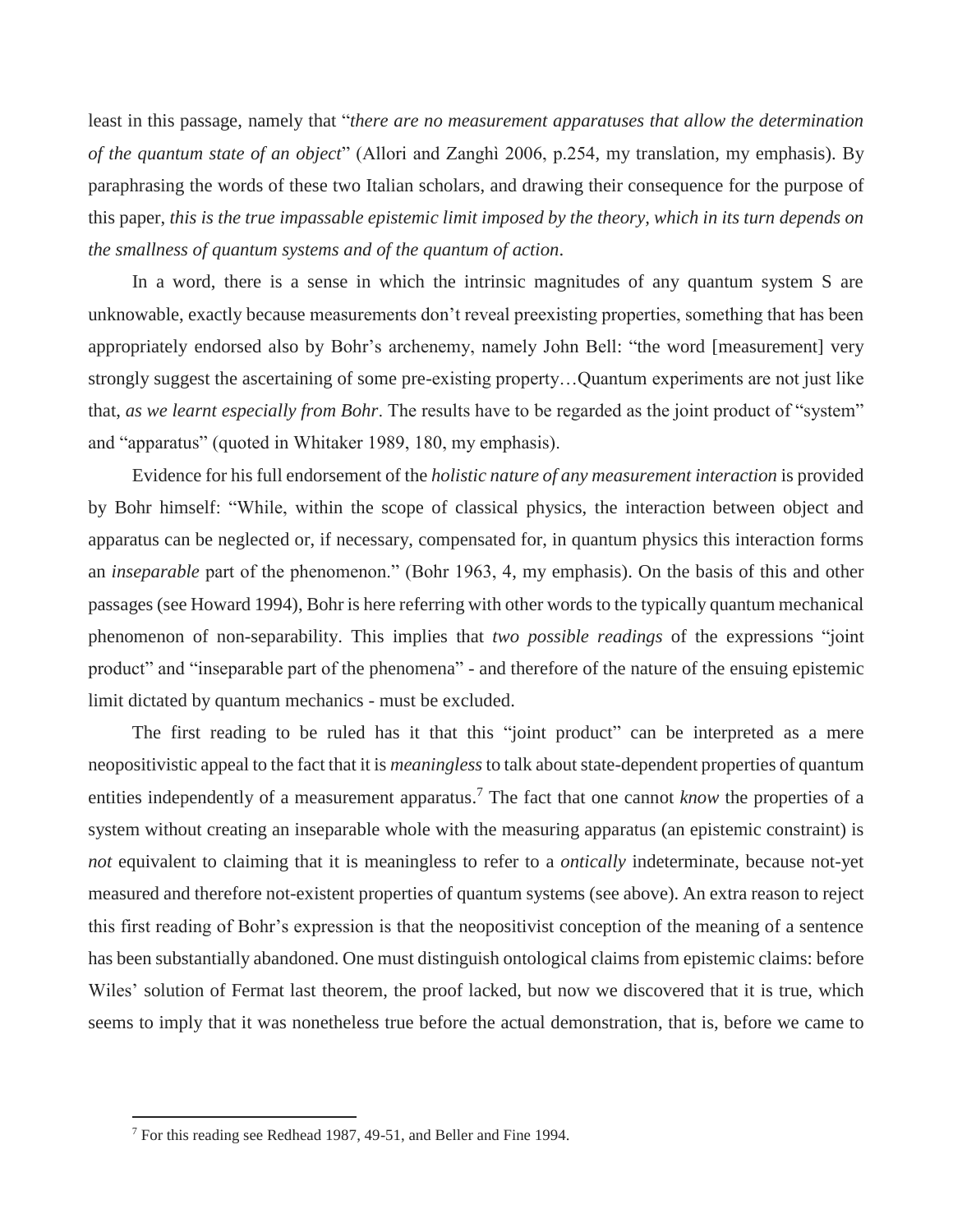least in this passage, namely that "*there are no measurement apparatuses that allow the determination of the quantum state of an object*" (Allori and Zanghì 2006, p.254, my translation, my emphasis). By paraphrasing the words of these two Italian scholars, and drawing their consequence for the purpose of this paper, *this is the true impassable epistemic limit imposed by the theory, which in its turn depends on the smallness of quantum systems and of the quantum of action*.

In a word, there is a sense in which the intrinsic magnitudes of any quantum system S are unknowable, exactly because measurements don't reveal preexisting properties, something that has been appropriately endorsed also by Bohr's archenemy, namely John Bell: "the word [measurement] very strongly suggest the ascertaining of some pre-existing property…Quantum experiments are not just like that, *as we learnt especially from Bohr*. The results have to be regarded as the joint product of "system" and "apparatus" (quoted in Whitaker 1989, 180, my emphasis).

Evidence for his full endorsement of the *holistic nature of any measurement interaction* is provided by Bohr himself: "While, within the scope of classical physics, the interaction between object and apparatus can be neglected or, if necessary, compensated for, in quantum physics this interaction forms an *inseparable* part of the phenomenon." (Bohr 1963, 4, my emphasis). On the basis of this and other passages (see Howard 1994), Bohr is here referring with other words to the typically quantum mechanical phenomenon of non-separability. This implies that *two possible readings* of the expressions "joint product" and "inseparable part of the phenomena" - and therefore of the nature of the ensuing epistemic limit dictated by quantum mechanics - must be excluded.

The first reading to be ruled has it that this "joint product" can be interpreted as a mere neopositivistic appeal to the fact that it is *meaningless* to talk about state-dependent properties of quantum entities independently of a measurement apparatus.[7] The fact that one cannot *know* the properties of a system without creating an inseparable whole with the measuring apparatus (an epistemic constraint) is *not* equivalent to claiming that it is meaningless to refer to a *ontically* indeterminate, because not-yet measured and therefore not-existent properties of quantum systems (see above). An extra reason to reject this first reading of Bohr's expression is that the neopositivist conception of the meaning of a sentence has been substantially abandoned. One must distinguish ontological claims from epistemic claims: before Wiles' solution of Fermat last theorem, the proof lacked, but now we discovered that it is true, which seems to imply that it was nonetheless true before the actual demonstration, that is, before we came to

[7] For this reading see Redhead 1987, 49-51, and Beller and Fine 1994.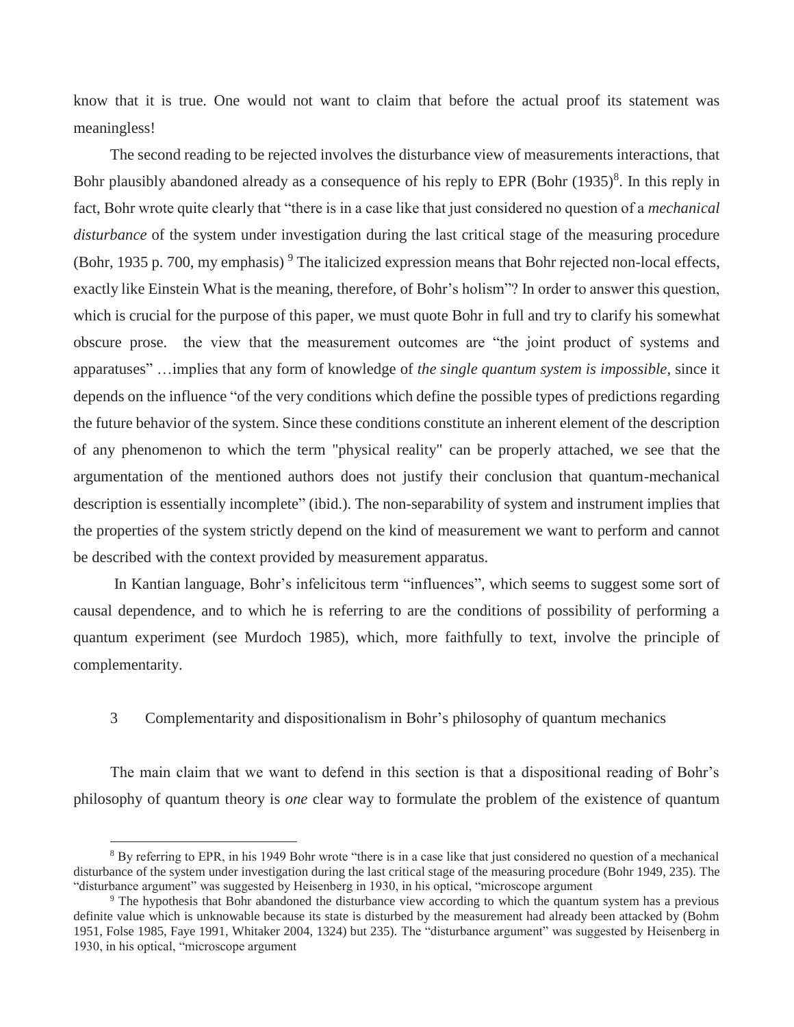know that it is true. One would not want to claim that before the actual proof its statement was meaningless!

The second reading to be rejected involves the disturbance view of measurements interactions, that Bohr plausibly abandoned already as a consequence of his reply to EPR (Bohr (1935)[8]. In this reply in fact, Bohr wrote quite clearly that "there is in a case like that just considered no question of a *mechanical disturbance* of the system under investigation during the last critical stage of the measuring procedure (Bohr, 1935 p. 700, my emphasis) [9] The italicized expression means that Bohr rejected non-local effects, exactly like Einstein What is the meaning, therefore, of Bohr's holism"? In order to answer this question, which is crucial for the purpose of this paper, we must quote Bohr in full and try to clarify his somewhat obscure prose. the view that the measurement outcomes are "the joint product of systems and apparatuses" …implies that any form of knowledge of *the single quantum system is impossible*, since it depends on the influence "of the very conditions which define the possible types of predictions regarding the future behavior of the system. Since these conditions constitute an inherent element of the description of any phenomenon to which the term "physical reality" can be properly attached, we see that the argumentation of the mentioned authors does not justify their conclusion that quantum-mechanical description is essentially incomplete" (ibid.). The non-separability of system and instrument implies that the properties of the system strictly depend on the kind of measurement we want to perform and cannot be described with the context provided by measurement apparatus.

In Kantian language, Bohr's infelicitous term "influences", which seems to suggest some sort of causal dependence, and to which he is referring to are the conditions of possibility of performing a quantum experiment (see Murdoch 1985), which, more faithfully to text, involve the principle of complementarity.

## 3 Complementarity and dispositionalism in Bohr's philosophy of quantum mechanics

The main claim that we want to defend in this section is that a dispositional reading of Bohr's philosophy of quantum theory is *one* clear way to formulate the problem of the existence of quantum

---

[8] By referring to EPR, in his 1949 Bohr wrote "there is in a case like that just considered no question of a mechanical disturbance of the system under investigation during the last critical stage of the measuring procedure (Bohr 1949, 235). The "disturbance argument" was suggested by Heisenberg in 1930, in his optical, "microscope argument

[9] The hypothesis that Bohr abandoned the disturbance view according to which the quantum system has a previous definite value which is unknowable because its state is disturbed by the measurement had already been attacked by (Bohm 1951, Folse 1985, Faye 1991, Whitaker 2004, 1324) but 235). The "disturbance argument" was suggested by Heisenberg in 1930, in his optical, "microscope argument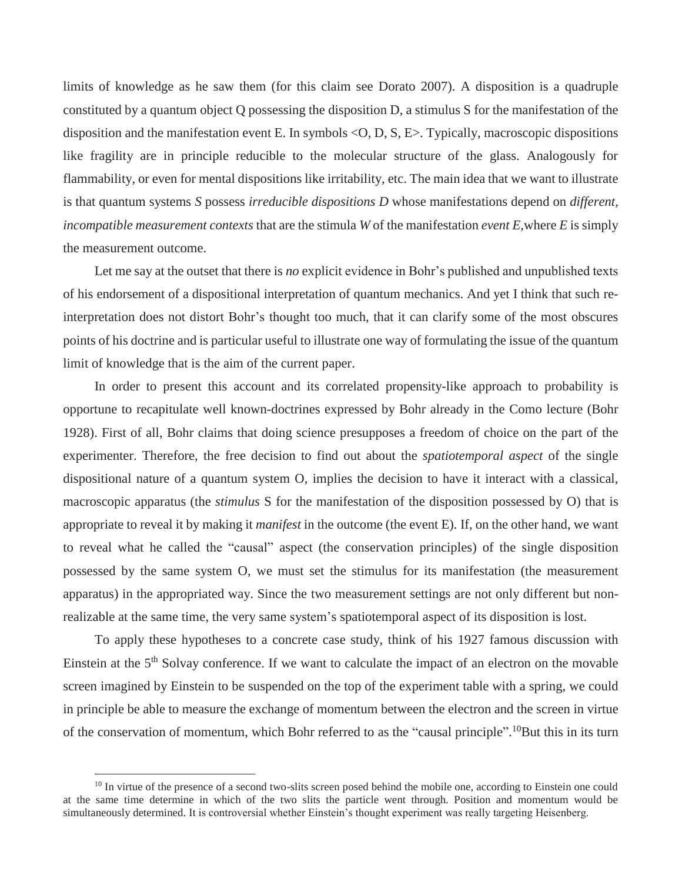limits of knowledge as he saw them (for this claim see Dorato 2007). A disposition is a quadruple constituted by a quantum object Q possessing the disposition D, a stimulus S for the manifestation of the disposition and the manifestation event E. In symbols <O, D, S, E>. Typically, macroscopic dispositions like fragility are in principle reducible to the molecular structure of the glass. Analogously for flammability, or even for mental dispositions like irritability, etc. The main idea that we want to illustrate is that quantum systems *S* possess *irreducible dispositions D* whose manifestations depend on *different, incompatible measurement contexts* that are the stimula *W* of the manifestation *event E*,where *E* is simply the measurement outcome.

Let me say at the outset that there is *no* explicit evidence in Bohr's published and unpublished texts of his endorsement of a dispositional interpretation of quantum mechanics. And yet I think that such re-interpretation does not distort Bohr's thought too much, that it can clarify some of the most obscures points of his doctrine and is particular useful to illustrate one way of formulating the issue of the quantum limit of knowledge that is the aim of the current paper.

In order to present this account and its correlated propensity-like approach to probability is opportune to recapitulate well known-doctrines expressed by Bohr already in the Como lecture (Bohr 1928). First of all, Bohr claims that doing science presupposes a freedom of choice on the part of the experimenter. Therefore, the free decision to find out about the *spatiotemporal aspect* of the single dispositional nature of a quantum system O, implies the decision to have it interact with a classical, macroscopic apparatus (the *stimulus* S for the manifestation of the disposition possessed by O) that is appropriate to reveal it by making it *manifest* in the outcome (the event E). If, on the other hand, we want to reveal what he called the "causal" aspect (the conservation principles) of the single disposition possessed by the same system O, we must set the stimulus for its manifestation (the measurement apparatus) in the appropriated way. Since the two measurement settings are not only different but non-realizable at the same time, the very same system's spatiotemporal aspect of its disposition is lost.

To apply these hypotheses to a concrete case study, think of his 1927 famous discussion with Einstein at the 5th Solvay conference. If we want to calculate the impact of an electron on the movable screen imagined by Einstein to be suspended on the top of the experiment table with a spring, we could in principle be able to measure the exchange of momentum between the electron and the screen in virtue of the conservation of momentum, which Bohr referred to as the "causal principle".[10]But this in its turn

[10] In virtue of the presence of a second two-slits screen posed behind the mobile one, according to Einstein one could at the same time determine in which of the two slits the particle went through. Position and momentum would be simultaneously determined. It is controversial whether Einstein's thought experiment was really targeting Heisenberg.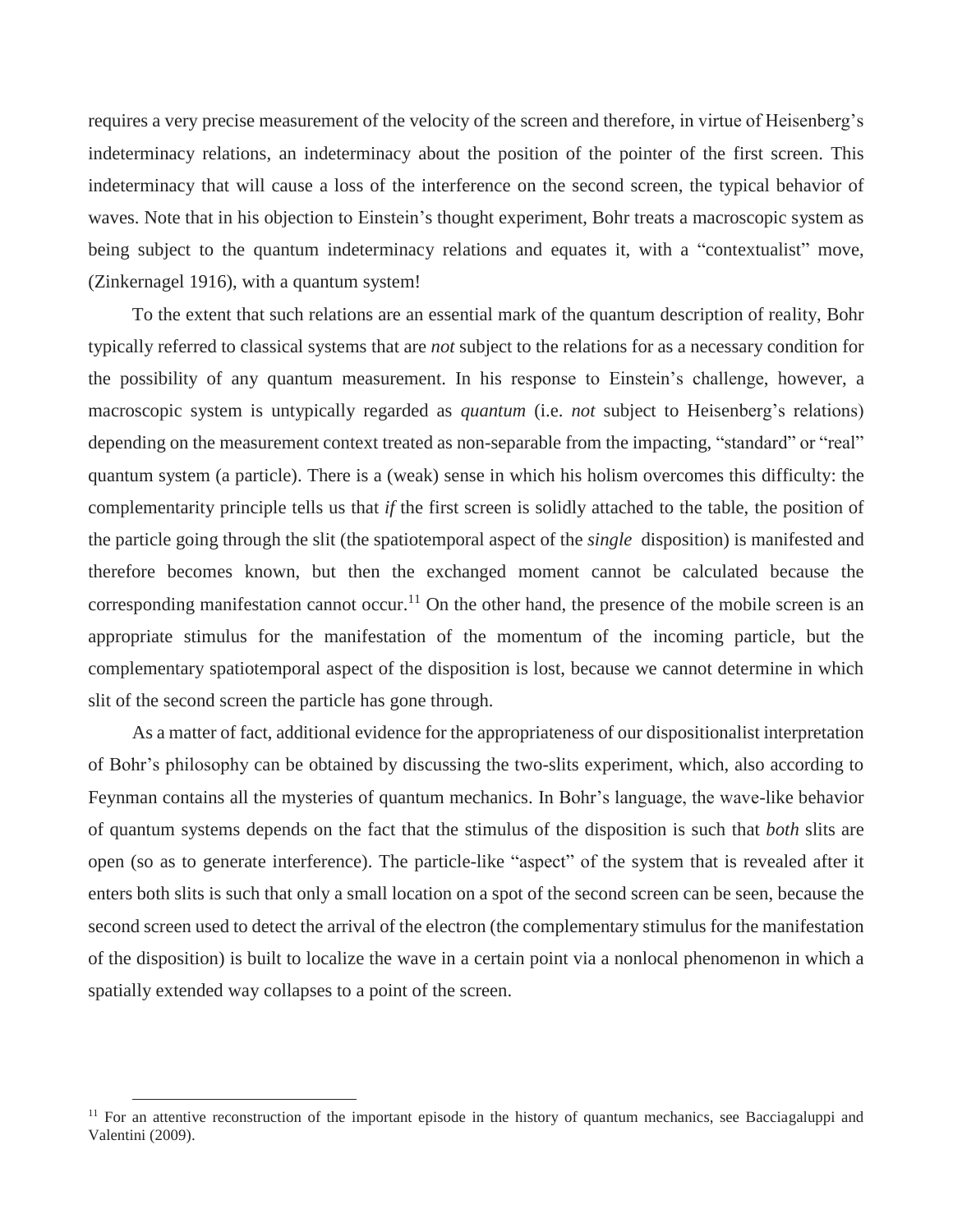requires a very precise measurement of the velocity of the screen and therefore, in virtue of Heisenberg's indeterminacy relations, an indeterminacy about the position of the pointer of the first screen. This indeterminacy that will cause a loss of the interference on the second screen, the typical behavior of waves. Note that in his objection to Einstein's thought experiment, Bohr treats a macroscopic system as being subject to the quantum indeterminacy relations and equates it, with a "contextualist" move, (Zinkernagel 1916), with a quantum system!

To the extent that such relations are an essential mark of the quantum description of reality, Bohr typically referred to classical systems that are *not* subject to the relations for as a necessary condition for the possibility of any quantum measurement. In his response to Einstein's challenge, however, a macroscopic system is untypically regarded as *quantum* (i.e. *not* subject to Heisenberg's relations) depending on the measurement context treated as non-separable from the impacting, "standard" or "real" quantum system (a particle). There is a (weak) sense in which his holism overcomes this difficulty: the complementarity principle tells us that *if* the first screen is solidly attached to the table, the position of the particle going through the slit (the spatiotemporal aspect of the *single* disposition) is manifested and therefore becomes known, but then the exchanged moment cannot be calculated because the corresponding manifestation cannot occur.[11] On the other hand, the presence of the mobile screen is an appropriate stimulus for the manifestation of the momentum of the incoming particle, but the complementary spatiotemporal aspect of the disposition is lost, because we cannot determine in which slit of the second screen the particle has gone through.

As a matter of fact, additional evidence for the appropriateness of our dispositionalist interpretation of Bohr's philosophy can be obtained by discussing the two-slits experiment, which, also according to Feynman contains all the mysteries of quantum mechanics. In Bohr's language, the wave-like behavior of quantum systems depends on the fact that the stimulus of the disposition is such that *both* slits are open (so as to generate interference). The particle-like "aspect" of the system that is revealed after it enters both slits is such that only a small location on a spot of the second screen can be seen, because the second screen used to detect the arrival of the electron (the complementary stimulus for the manifestation of the disposition) is built to localize the wave in a certain point via a nonlocal phenomenon in which a spatially extended way collapses to a point of the screen.

---

[11] For an attentive reconstruction of the important episode in the history of quantum mechanics, see Bacciagaluppi and Valentini (2009).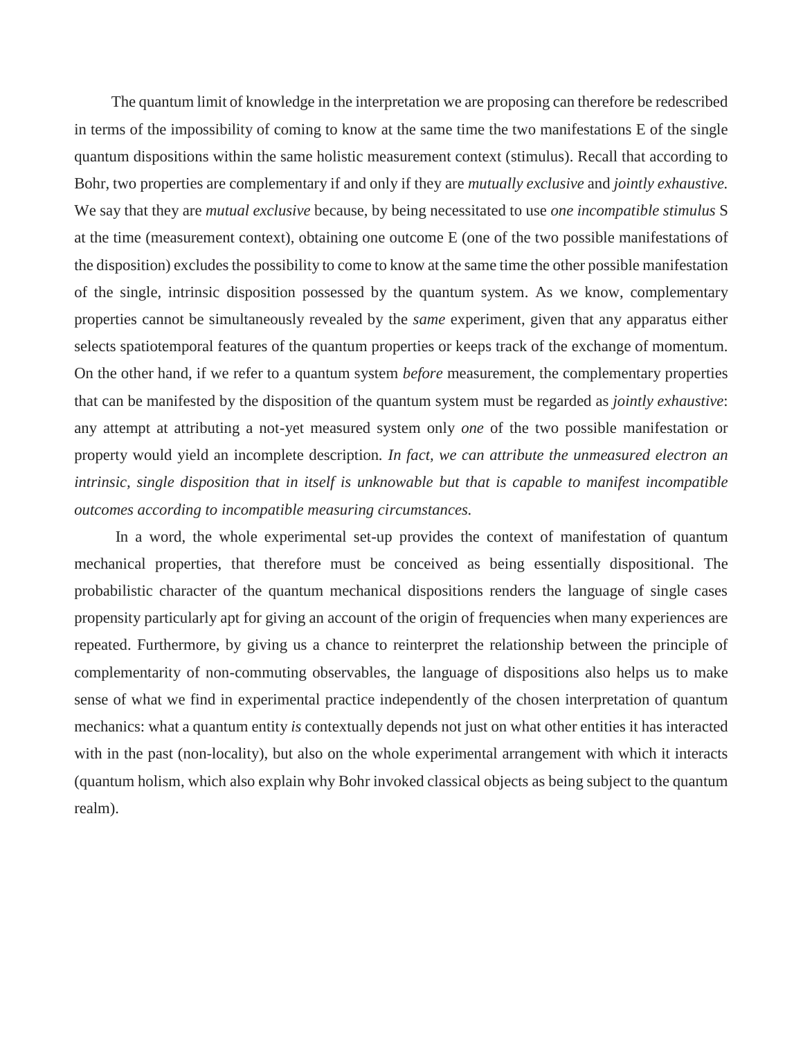The quantum limit of knowledge in the interpretation we are proposing can therefore be redescribed in terms of the impossibility of coming to know at the same time the two manifestations E of the single quantum dispositions within the same holistic measurement context (stimulus). Recall that according to Bohr, two properties are complementary if and only if they are *mutually exclusive* and *jointly exhaustive.* We say that they are *mutual exclusive* because, by being necessitated to use *one incompatible stimulus* S at the time (measurement context), obtaining one outcome E (one of the two possible manifestations of the disposition) excludes the possibility to come to know at the same time the other possible manifestation of the single, intrinsic disposition possessed by the quantum system. As we know, complementary properties cannot be simultaneously revealed by the *same* experiment, given that any apparatus either selects spatiotemporal features of the quantum properties or keeps track of the exchange of momentum. On the other hand, if we refer to a quantum system *before* measurement, the complementary properties that can be manifested by the disposition of the quantum system must be regarded as *jointly exhaustive*: any attempt at attributing a not-yet measured system only *one* of the two possible manifestation or property would yield an incomplete description. *In fact, we can attribute the unmeasured electron an intrinsic, single disposition that in itself is unknowable but that is capable to manifest incompatible outcomes according to incompatible measuring circumstances.*

In a word, the whole experimental set-up provides the context of manifestation of quantum mechanical properties, that therefore must be conceived as being essentially dispositional. The probabilistic character of the quantum mechanical dispositions renders the language of single cases propensity particularly apt for giving an account of the origin of frequencies when many experiences are repeated. Furthermore, by giving us a chance to reinterpret the relationship between the principle of complementarity of non-commuting observables, the language of dispositions also helps us to make sense of what we find in experimental practice independently of the chosen interpretation of quantum mechanics: what a quantum entity *is* contextually depends not just on what other entities it has interacted with in the past (non-locality), but also on the whole experimental arrangement with which it interacts (quantum holism, which also explain why Bohr invoked classical objects as being subject to the quantum realm).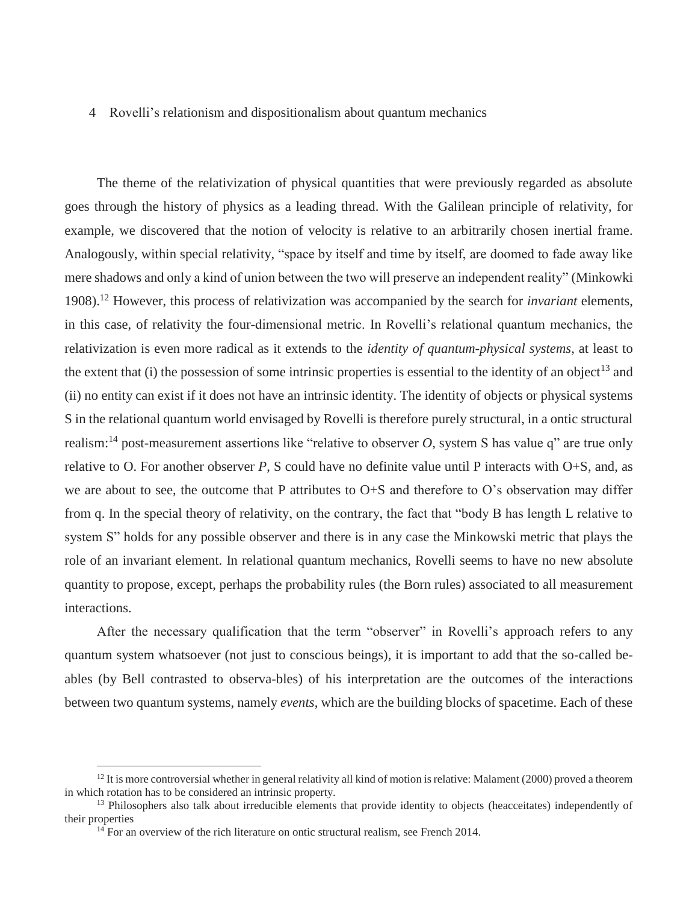## 4 Rovelli's relationism and dispositionalism about quantum mechanics

The theme of the relativization of physical quantities that were previously regarded as absolute goes through the history of physics as a leading thread. With the Galilean principle of relativity, for example, we discovered that the notion of velocity is relative to an arbitrarily chosen inertial frame. Analogously, within special relativity, "space by itself and time by itself, are doomed to fade away like mere shadows and only a kind of union between the two will preserve an independent reality" (Minkowki 1908).[12] However, this process of relativization was accompanied by the search for *invariant* elements, in this case, of relativity the four-dimensional metric. In Rovelli's relational quantum mechanics, the relativization is even more radical as it extends to the *identity of quantum-physical systems*, at least to the extent that (i) the possession of some intrinsic properties is essential to the identity of an object[13] and (ii) no entity can exist if it does not have an intrinsic identity. The identity of objects or physical systems S in the relational quantum world envisaged by Rovelli is therefore purely structural, in a ontic structural realism:[14] post-measurement assertions like "relative to observer *O*, system S has value q" are true only relative to O. For another observer *P*, S could have no definite value until P interacts with O+S, and, as we are about to see, the outcome that P attributes to O+S and therefore to O's observation may differ from q. In the special theory of relativity, on the contrary, the fact that "body B has length L relative to system S" holds for any possible observer and there is in any case the Minkowski metric that plays the role of an invariant element. In relational quantum mechanics, Rovelli seems to have no new absolute quantity to propose, except, perhaps the probability rules (the Born rules) associated to all measurement interactions.

After the necessary qualification that the term "observer" in Rovelli's approach refers to any quantum system whatsoever (not just to conscious beings), it is important to add that the so-called be-ables (by Bell contrasted to observa-bles) of his interpretation are the outcomes of the interactions between two quantum systems, namely *events*, which are the building blocks of spacetime. Each of these

[12] It is more controversial whether in general relativity all kind of motion is relative: Malament (2000) proved a theorem in which rotation has to be considered an intrinsic property.

[13] Philosophers also talk about irreducible elements that provide identity to objects (heacceitates) independently of their properties

[14] For an overview of the rich literature on ontic structural realism, see French 2014.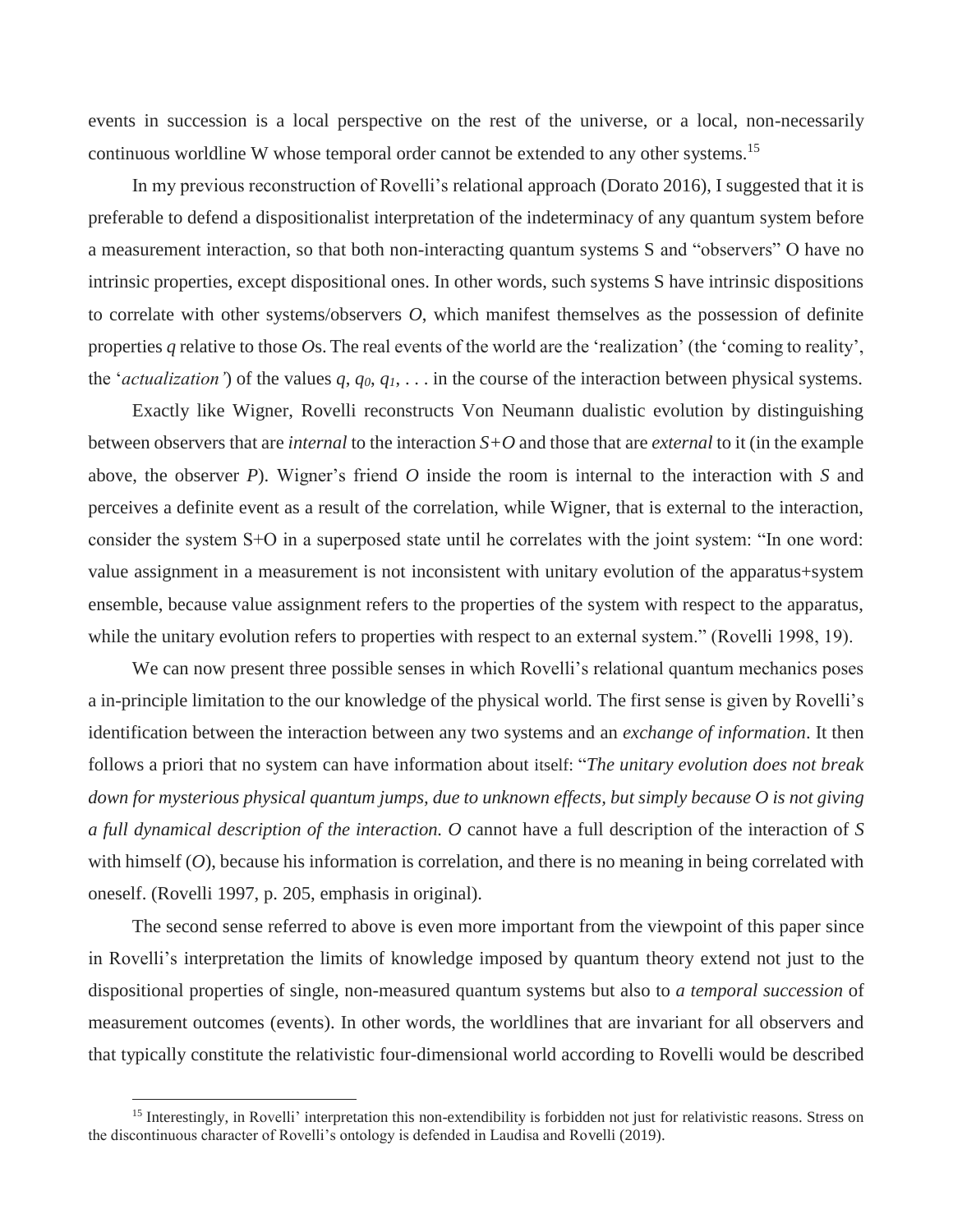events in succession is a local perspective on the rest of the universe, or a local, non-necessarily continuous worldline W whose temporal order cannot be extended to any other systems.[15]

In my previous reconstruction of Rovelli's relational approach (Dorato 2016), I suggested that it is preferable to defend a dispositionalist interpretation of the indeterminacy of any quantum system before a measurement interaction, so that both non-interacting quantum systems S and "observers" O have no intrinsic properties, except dispositional ones. In other words, such systems S have intrinsic dispositions to correlate with other systems/observers *O*, which manifest themselves as the possession of definite properties *q* relative to those *O*s. The real events of the world are the 'realization' (the 'coming to reality', the '*actualization'*) of the values $q$, $q_0$, $q_1$, . . . in the course of the interaction between physical systems.

Exactly like Wigner, Rovelli reconstructs Von Neumann dualistic evolution by distinguishing between observers that are *internal* to the interaction *S+O* and those that are *external* to it (in the example above, the observer *P*). Wigner's friend *O* inside the room is internal to the interaction with *S* and perceives a definite event as a result of the correlation, while Wigner, that is external to the interaction, consider the system S+O in a superposed state until he correlates with the joint system: "In one word: value assignment in a measurement is not inconsistent with unitary evolution of the apparatus+system ensemble, because value assignment refers to the properties of the system with respect to the apparatus, while the unitary evolution refers to properties with respect to an external system." (Rovelli 1998, 19).

We can now present three possible senses in which Rovelli's relational quantum mechanics poses a in-principle limitation to the our knowledge of the physical world. The first sense is given by Rovelli's identification between the interaction between any two systems and an *exchange of information*. It then follows a priori that no system can have information about itself: "*The unitary evolution does not break down for mysterious physical quantum jumps, due to unknown effects, but simply because O is not giving a full dynamical description of the interaction. O* cannot have a full description of the interaction of *S* with himself (*O*), because his information is correlation, and there is no meaning in being correlated with oneself. (Rovelli 1997, p. 205, emphasis in original).

The second sense referred to above is even more important from the viewpoint of this paper since in Rovelli's interpretation the limits of knowledge imposed by quantum theory extend not just to the dispositional properties of single, non-measured quantum systems but also to *a temporal succession* of measurement outcomes (events). In other words, the worldlines that are invariant for all observers and that typically constitute the relativistic four-dimensional world according to Rovelli would be described

---

[15] Interestingly, in Rovelli' interpretation this non-extendibility is forbidden not just for relativistic reasons. Stress on the discontinuous character of Rovelli's ontology is defended in Laudisa and Rovelli (2019).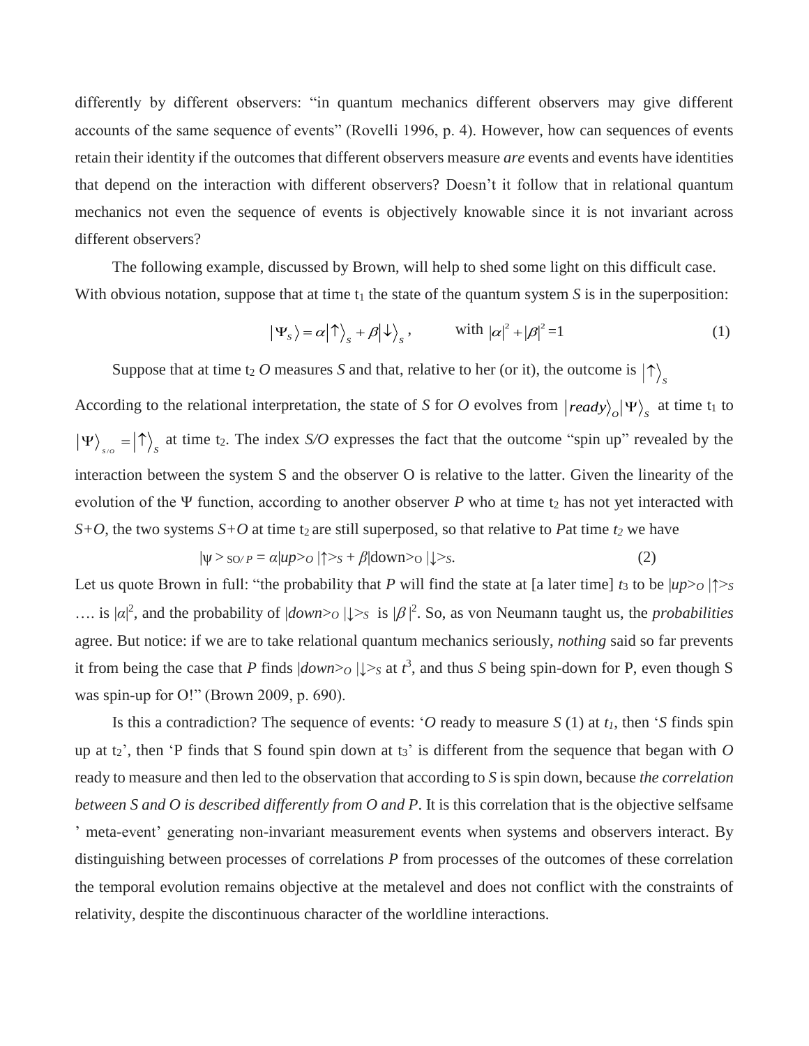differently by different observers: "in quantum mechanics different observers may give different accounts of the same sequence of events" (Rovelli 1996, p. 4). However, how can sequences of events retain their identity if the outcomes that different observers measure *are* events and events have identities that depend on the interaction with different observers? Doesn't it follow that in relational quantum mechanics not even the sequence of events is objectively knowable since it is not invariant across different observers?

The following example, discussed by Brown, will help to shed some light on this difficult case. With obvious notation, suppose that at time $t_1$ the state of the quantum system *S* is in the superposition:

$$|\Psi_S\rangle = \alpha|\uparrow\rangle_S + \beta|\downarrow\rangle_S, \qquad \text{with } |\alpha|^2 + |\beta|^2 = 1 \tag{1}$$

Suppose that at time $t_2$ *O* measures *S* and that, relative to her (or it), the outcome is $|\uparrow\rangle_S$

According to the relational interpretation, the state of *S* for *O* evolves from $|ready\rangle_O|\Psi\rangle_S$ at time $t_1$ to $|\Psi\rangle_{S/O} = |\uparrow\rangle_S$ at time $t_2$. The index *S/O* expresses the fact that the outcome "spin up" revealed by the interaction between the system S and the observer O is relative to the latter. Given the linearity of the evolution of the Ψ function, according to another observer *P* who at time $t_2$ has not yet interacted with *S+O*, the two systems *S+O* at time $t_2$ are still superposed, so that relative to *P*at time $t_2$ we have

$$|\psi\rangle_{SO/P} = \alpha|up\rangle_O|\uparrow\rangle_S + \beta|\text{down}\rangle_O|\downarrow\rangle_S. \tag{2}$$

Let us quote Brown in full: "the probability that *P* will find the state at [a later time] $t_3$ to be $|up\rangle_O|\uparrow\rangle_S$ …. is $|\alpha|^2$, and the probability of $|down\rangle_O|\downarrow\rangle_S$ is $|\beta|^2$. So, as von Neumann taught us, the *probabilities* agree. But notice: if we are to take relational quantum mechanics seriously, *nothing* said so far prevents it from being the case that *P* finds $|down\rangle_O|\downarrow\rangle_S$ at $t^3$, and thus *S* being spin-down for P, even though S was spin-up for O!" (Brown 2009, p. 690).

Is this a contradiction? The sequence of events: '*O* ready to measure *S* (1) at $t_1$, then '*S* finds spin up at $t_2$', then 'P finds that S found spin down at $t_3$' is different from the sequence that began with *O* ready to measure and then led to the observation that according to *S* is spin down, because *the correlation between S and O is described differently from O and P*. It is this correlation that is the objective selfsame ' meta-event' generating non-invariant measurement events when systems and observers interact. By distinguishing between processes of correlations *P* from processes of the outcomes of these correlation the temporal evolution remains objective at the metalevel and does not conflict with the constraints of relativity, despite the discontinuous character of the worldline interactions.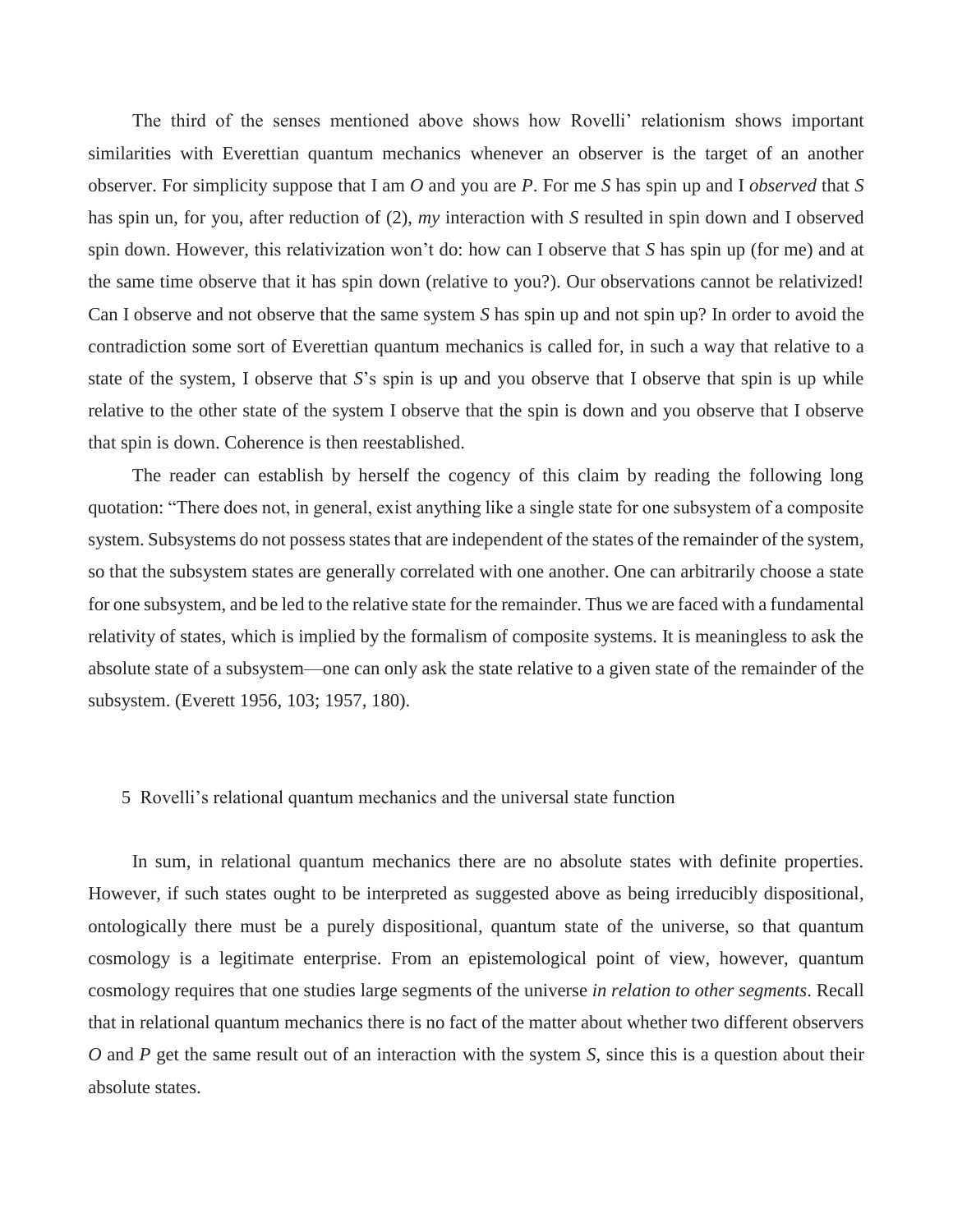The third of the senses mentioned above shows how Rovelli' relationism shows important similarities with Everettian quantum mechanics whenever an observer is the target of an another observer. For simplicity suppose that I am *O* and you are *P*. For me *S* has spin up and I *observed* that *S* has spin un, for you, after reduction of (2), *my* interaction with *S* resulted in spin down and I observed spin down. However, this relativization won't do: how can I observe that *S* has spin up (for me) and at the same time observe that it has spin down (relative to you?). Our observations cannot be relativized! Can I observe and not observe that the same system *S* has spin up and not spin up? In order to avoid the contradiction some sort of Everettian quantum mechanics is called for, in such a way that relative to a state of the system, I observe that *S*'s spin is up and you observe that I observe that spin is up while relative to the other state of the system I observe that the spin is down and you observe that I observe that spin is down. Coherence is then reestablished.

The reader can establish by herself the cogency of this claim by reading the following long quotation: "There does not, in general, exist anything like a single state for one subsystem of a composite system. Subsystems do not possess states that are independent of the states of the remainder of the system, so that the subsystem states are generally correlated with one another. One can arbitrarily choose a state for one subsystem, and be led to the relative state for the remainder. Thus we are faced with a fundamental relativity of states, which is implied by the formalism of composite systems. It is meaningless to ask the absolute state of a subsystem—one can only ask the state relative to a given state of the remainder of the subsystem. (Everett 1956, 103; 1957, 180).

## 5 Rovelli's relational quantum mechanics and the universal state function

In sum, in relational quantum mechanics there are no absolute states with definite properties. However, if such states ought to be interpreted as suggested above as being irreducibly dispositional, ontologically there must be a purely dispositional, quantum state of the universe, so that quantum cosmology is a legitimate enterprise. From an epistemological point of view, however, quantum cosmology requires that one studies large segments of the universe *in relation to other segments*. Recall that in relational quantum mechanics there is no fact of the matter about whether two different observers *O* and *P* get the same result out of an interaction with the system *S*, since this is a question about their absolute states.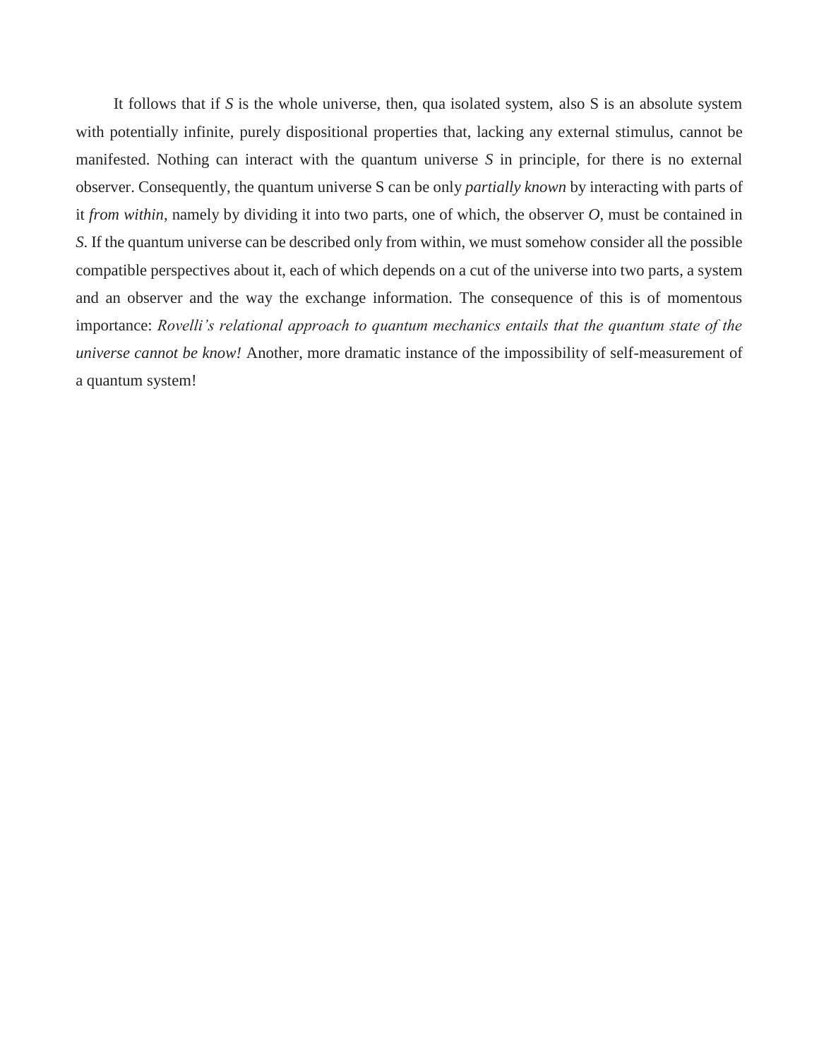It follows that if *S* is the whole universe, then, qua isolated system, also S is an absolute system with potentially infinite, purely dispositional properties that, lacking any external stimulus, cannot be manifested. Nothing can interact with the quantum universe *S* in principle, for there is no external observer. Consequently, the quantum universe S can be only *partially known* by interacting with parts of it *from within*, namely by dividing it into two parts, one of which, the observer *O*, must be contained in *S*. If the quantum universe can be described only from within, we must somehow consider all the possible compatible perspectives about it, each of which depends on a cut of the universe into two parts, a system and an observer and the way the exchange information. The consequence of this is of momentous importance: *Rovelli's relational approach to quantum mechanics entails that the quantum state of the universe cannot be know!* Another, more dramatic instance of the impossibility of self-measurement of a quantum system!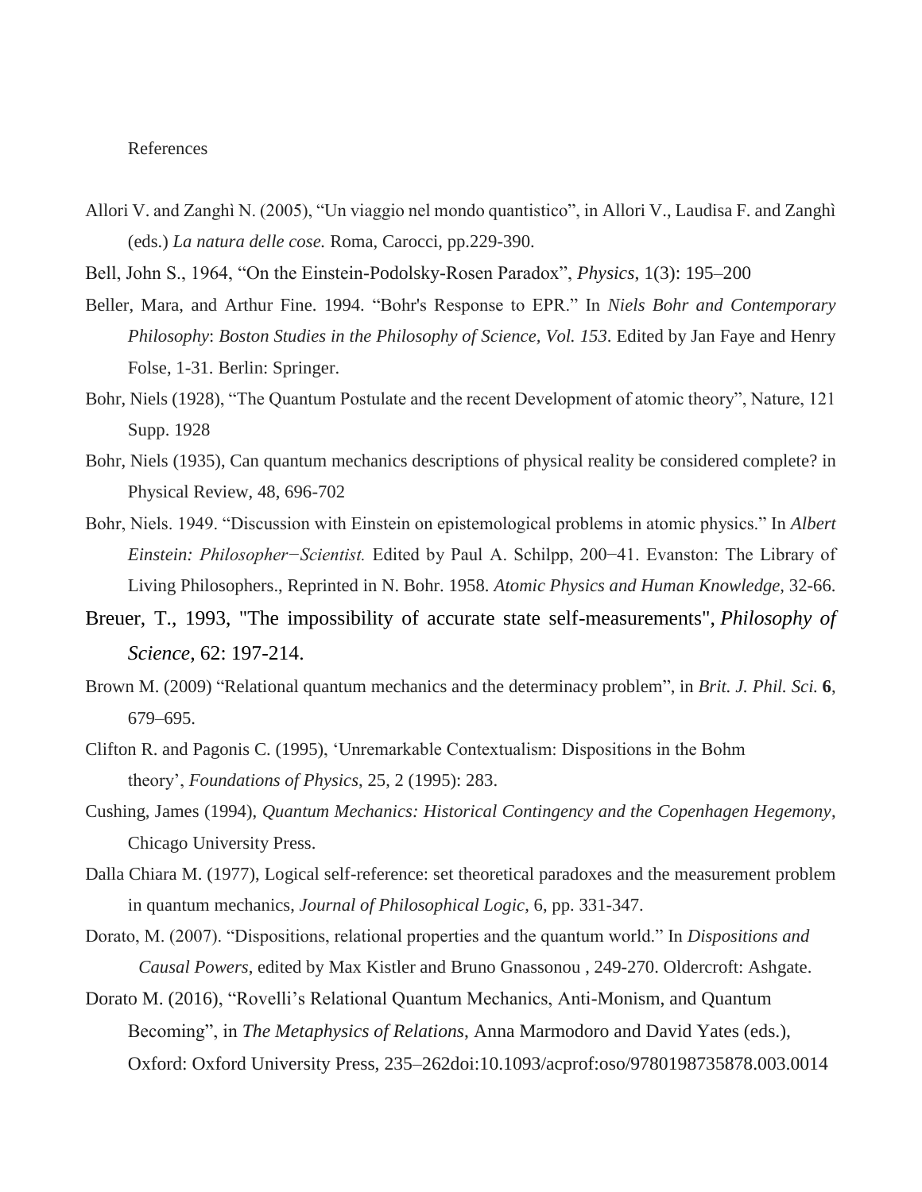References

Allori V. and Zanghì N. (2005), "Un viaggio nel mondo quantistico", in Allori V., Laudisa F. and Zanghì (eds.) *La natura delle cose.* Roma, Carocci, pp.229-390.

Bell, John S., 1964, "On the Einstein-Podolsky-Rosen Paradox", *Physics*, 1(3): 195–200

Beller, Mara, and Arthur Fine. 1994. "Bohr's Response to EPR." In *Niels Bohr and Contemporary Philosophy*: *Boston Studies in the Philosophy of Science, Vol. 153*. Edited by Jan Faye and Henry Folse, 1-31. Berlin: Springer.

Bohr, Niels (1928), "The Quantum Postulate and the recent Development of atomic theory", Nature, 121 Supp. 1928

Bohr, Niels (1935), Can quantum mechanics descriptions of physical reality be considered complete? in Physical Review, 48, 696-702

Bohr, Niels. 1949. "Discussion with Einstein on epistemological problems in atomic physics." In *Albert Einstein: Philosopher−Scientist.* Edited by Paul A. Schilpp, 200−41. Evanston: The Library of Living Philosophers., Reprinted in N. Bohr. 1958. *Atomic Physics and Human Knowledge,* 32-66.

Breuer, T., 1993, "The impossibility of accurate state self-measurements", *Philosophy of Science*, 62: 197-214.

Brown M. (2009) "Relational quantum mechanics and the determinacy problem", in *Brit. J. Phil. Sci.* **6**, 679–695.

Clifton R. and Pagonis C. (1995), 'Unremarkable Contextualism: Dispositions in the Bohm theory', *Foundations of Physics*, 25, 2 (1995): 283.

Cushing, James (1994), *Quantum Mechanics: Historical Contingency and the Copenhagen Hegemony*, Chicago University Press.

Dalla Chiara M. (1977), Logical self-reference: set theoretical paradoxes and the measurement problem in quantum mechanics, *Journal of Philosophical Logic*, 6, pp. 331-347.

Dorato, M. (2007). "Dispositions, relational properties and the quantum world." In *Dispositions and Causal Powers*, edited by Max Kistler and Bruno Gnassonou , 249-270. Oldercroft: Ashgate.

Dorato M. (2016), "Rovelli's Relational Quantum Mechanics, Anti-Monism, and Quantum Becoming", in *The Metaphysics of Relations*, Anna Marmodoro and David Yates (eds.), Oxford: Oxford University Press, 235–262doi:10.1093/acprof:oso/9780198735878.003.0014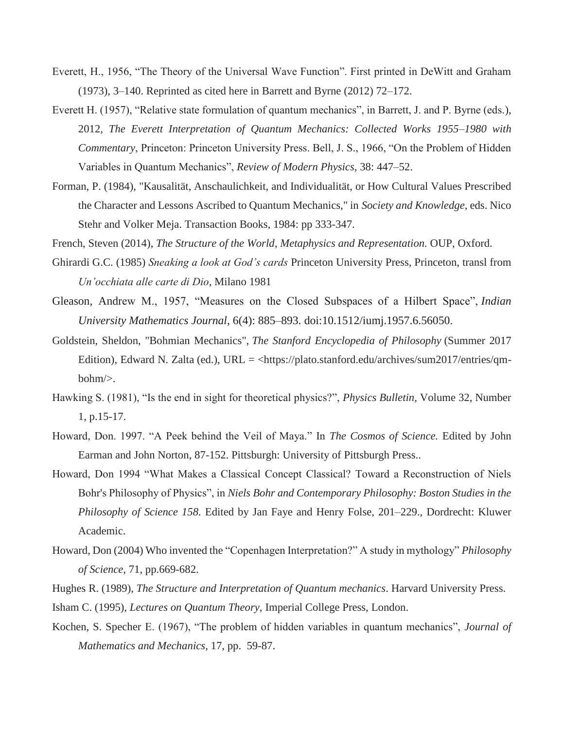Everett, H., 1956, "The Theory of the Universal Wave Function". First printed in DeWitt and Graham (1973), 3–140. Reprinted as cited here in Barrett and Byrne (2012) 72–172.

Everett H. (1957), "Relative state formulation of quantum mechanics", in Barrett, J. and P. Byrne (eds.), 2012, *The Everett Interpretation of Quantum Mechanics: Collected Works 1955–1980 with Commentary*, Princeton: Princeton University Press. Bell, J. S., 1966, "On the Problem of Hidden Variables in Quantum Mechanics", *Review of Modern Physics*, 38: 447–52.

Forman, P. (1984), "Kausalität, Anschaulichkeit, and Individualität, or How Cultural Values Prescribed the Character and Lessons Ascribed to Quantum Mechanics," in *Society and Knowledge*, eds. Nico Stehr and Volker Meja. Transaction Books, 1984: pp 333-347.

French, Steven (2014), *The Structure of the World, Metaphysics and Representation.* OUP, Oxford.

Ghirardi G.C. (1985) *Sneaking a look at God's cards* Princeton University Press, Princeton, transl from *Un'occhiata alle carte di Dio*, Milano 1981

Gleason, Andrew M., 1957, "Measures on the Closed Subspaces of a Hilbert Space", *Indian University Mathematics Journal*, 6(4): 885–893. doi:10.1512/iumj.1957.6.56050.

Goldstein, Sheldon, "Bohmian Mechanics", *The Stanford Encyclopedia of Philosophy* (Summer 2017 Edition), Edward N. Zalta (ed.), URL = <https://plato.stanford.edu/archives/sum2017/entries/qm-bohm/>.

Hawking S. (1981), "Is the end in sight for theoretical physics?", *Physics Bulletin*, Volume 32, Number 1, p.15-17.

Howard, Don. 1997. "A Peek behind the Veil of Maya." In *The Cosmos of Science.* Edited by John Earman and John Norton, 87-152. Pittsburgh: University of Pittsburgh Press..

Howard, Don 1994 "What Makes a Classical Concept Classical? Toward a Reconstruction of Niels Bohr's Philosophy of Physics", in *Niels Bohr and Contemporary Philosophy: Boston Studies in the Philosophy of Science 158.* Edited by Jan Faye and Henry Folse, 201–229., Dordrecht: Kluwer Academic.

Howard, Don (2004) Who invented the "Copenhagen Interpretation?" A study in mythology" *Philosophy of Science,* 71, pp.669-682.

Hughes R. (1989), *The Structure and Interpretation of Quantum mechanics*. Harvard University Press.

Isham C. (1995), *Lectures on Quantum Theory*, Imperial College Press, London.

Kochen, S. Specher E. (1967), "The problem of hidden variables in quantum mechanics", *Journal of Mathematics and Mechanics*, 17, pp. 59-87.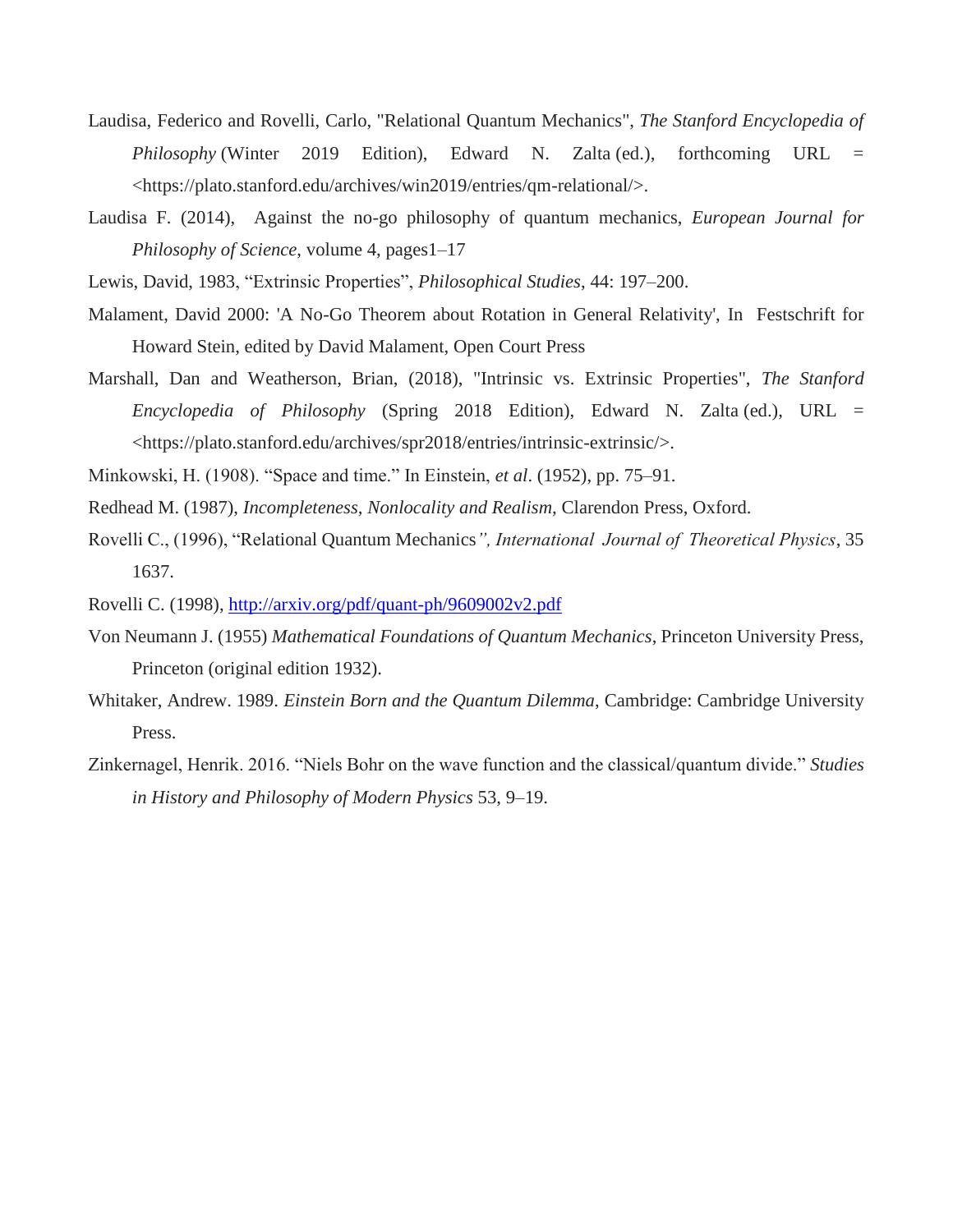Laudisa, Federico and Rovelli, Carlo, "Relational Quantum Mechanics", *The Stanford Encyclopedia of Philosophy* (Winter 2019 Edition), Edward N. Zalta (ed.), forthcoming URL = <https://plato.stanford.edu/archives/win2019/entries/qm-relational/>.

Laudisa F. (2014), Against the no-go philosophy of quantum mechanics, *European Journal for Philosophy of Science*, volume 4, pages1–17

Lewis, David, 1983, "Extrinsic Properties", *Philosophical Studies*, 44: 197–200.

Malament, David 2000: 'A No-Go Theorem about Rotation in General Relativity', In Festschrift for Howard Stein, edited by David Malament, Open Court Press

Marshall, Dan and Weatherson, Brian, (2018), "Intrinsic vs. Extrinsic Properties", *The Stanford Encyclopedia of Philosophy* (Spring 2018 Edition), Edward N. Zalta (ed.), URL = <https://plato.stanford.edu/archives/spr2018/entries/intrinsic-extrinsic/>.

Minkowski, H. (1908). "Space and time." In Einstein, *et al*. (1952), pp. 75–91.

Redhead M. (1987), *Incompleteness, Nonlocality and Realism*, Clarendon Press, Oxford.

Rovelli C., (1996), "Relational Quantum Mechanics*", International Journal of Theoretical Physics*, 35 1637.

Rovelli C. (1998), http://arxiv.org/pdf/quant-ph/9609002v2.pdf

Von Neumann J. (1955) *Mathematical Foundations of Quantum Mechanics*, Princeton University Press, Princeton (original edition 1932).

Whitaker, Andrew. 1989. *Einstein Born and the Quantum Dilemma*, Cambridge: Cambridge University Press.

Zinkernagel, Henrik. 2016. "Niels Bohr on the wave function and the classical/quantum divide." *Studies in History and Philosophy of Modern Physics* 53, 9–19.